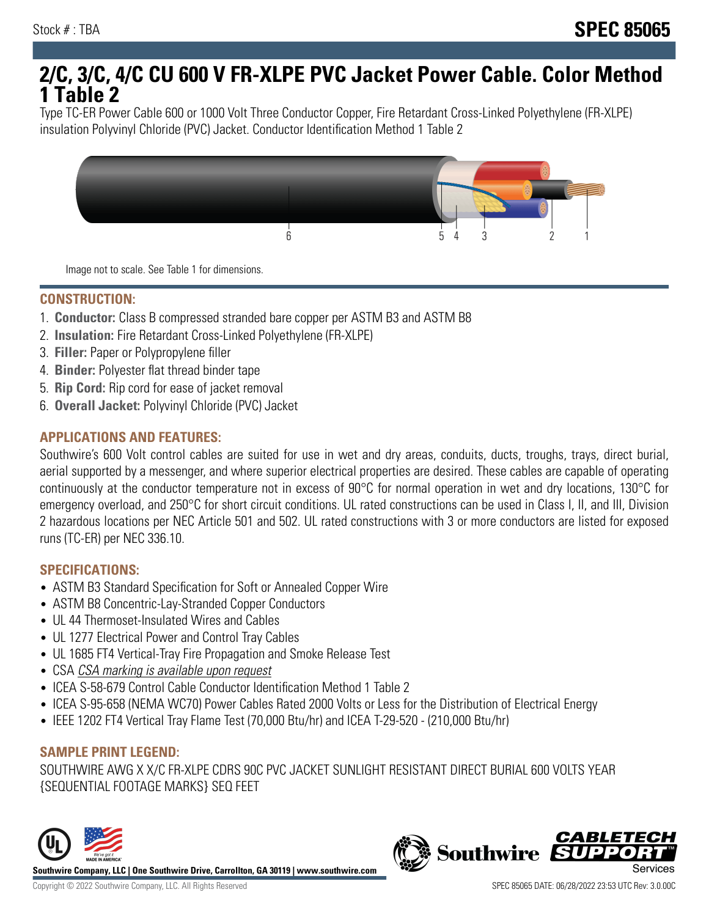Stock # : TBA

# SPEC 85065

# 2/C, 3/C, 4/C CU 600 V FR-XLPE PVC Jacket Power Cable. Color Method 1 Table 2

Type TC-ER Power Cable 600 or 1000 Volt Three Conductor Copper, Fire Retardant Cross-Linked Polyethylene (FR-XLPE) insulation Polyvinyl Chloride (PVC) Jacket. Conductor Identification Method 1 Table 2

6 5 4 3 2 1

Image not to scale. See Table 1 for dimensions.

## CONSTRUCTION:

1. **Conductor:** Class B compressed stranded bare copper per ASTM B3 and ASTM B8
2. **Insulation:** Fire Retardant Cross-Linked Polyethylene (FR-XLPE)
3. **Filler:** Paper or Polypropylene filler
4. **Binder:** Polyester flat thread binder tape
5. **Rip Cord:** Rip cord for ease of jacket removal
6. **Overall Jacket:** Polyvinyl Chloride (PVC) Jacket

## APPLICATIONS AND FEATURES:

Southwire's 600 Volt control cables are suited for use in wet and dry areas, conduits, ducts, troughs, trays, direct burial, aerial supported by a messenger, and where superior electrical properties are desired. These cables are capable of operating continuously at the conductor temperature not in excess of 90°C for normal operation in wet and dry locations, 130°C for emergency overload, and 250°C for short circuit conditions. UL rated constructions can be used in Class I, II, and III, Division 2 hazardous locations per NEC Article 501 and 502. UL rated constructions with 3 or more conductors are listed for exposed runs (TC-ER) per NEC 336.10.

## SPECIFICATIONS:

- ASTM B3 Standard Specification for Soft or Annealed Copper Wire
- ASTM B8 Concentric-Lay-Stranded Copper Conductors
- UL 44 Thermoset-Insulated Wires and Cables
- UL 1277 Electrical Power and Control Tray Cables
- UL 1685 FT4 Vertical-Tray Fire Propagation and Smoke Release Test
- CSA *CSA marking is available upon request*
- ICEA S-58-679 Control Cable Conductor Identification Method 1 Table 2
- ICEA S-95-658 (NEMA WC70) Power Cables Rated 2000 Volts or Less for the Distribution of Electrical Energy
- IEEE 1202 FT4 Vertical Tray Flame Test (70,000 Btu/hr) and ICEA T-29-520 - (210,000 Btu/hr)

## SAMPLE PRINT LEGEND:

SOUTHWIRE AWG X X/C FR-XLPE CDRS 90C PVC JACKET SUNLIGHT RESISTANT DIRECT BURIAL 600 VOLTS YEAR {SEQUENTIAL FOOTAGE MARKS} SEQ FEET

**Southwire Company, LLC | One Southwire Drive, Carrollton, GA 30119 | www.southwire.com**

Copyright © 2022 Southwire Company, LLC. All Rights Reserved

SPEC 85065 DATE: 06/28/2022 23:53 UTC Rev: 3.0.00C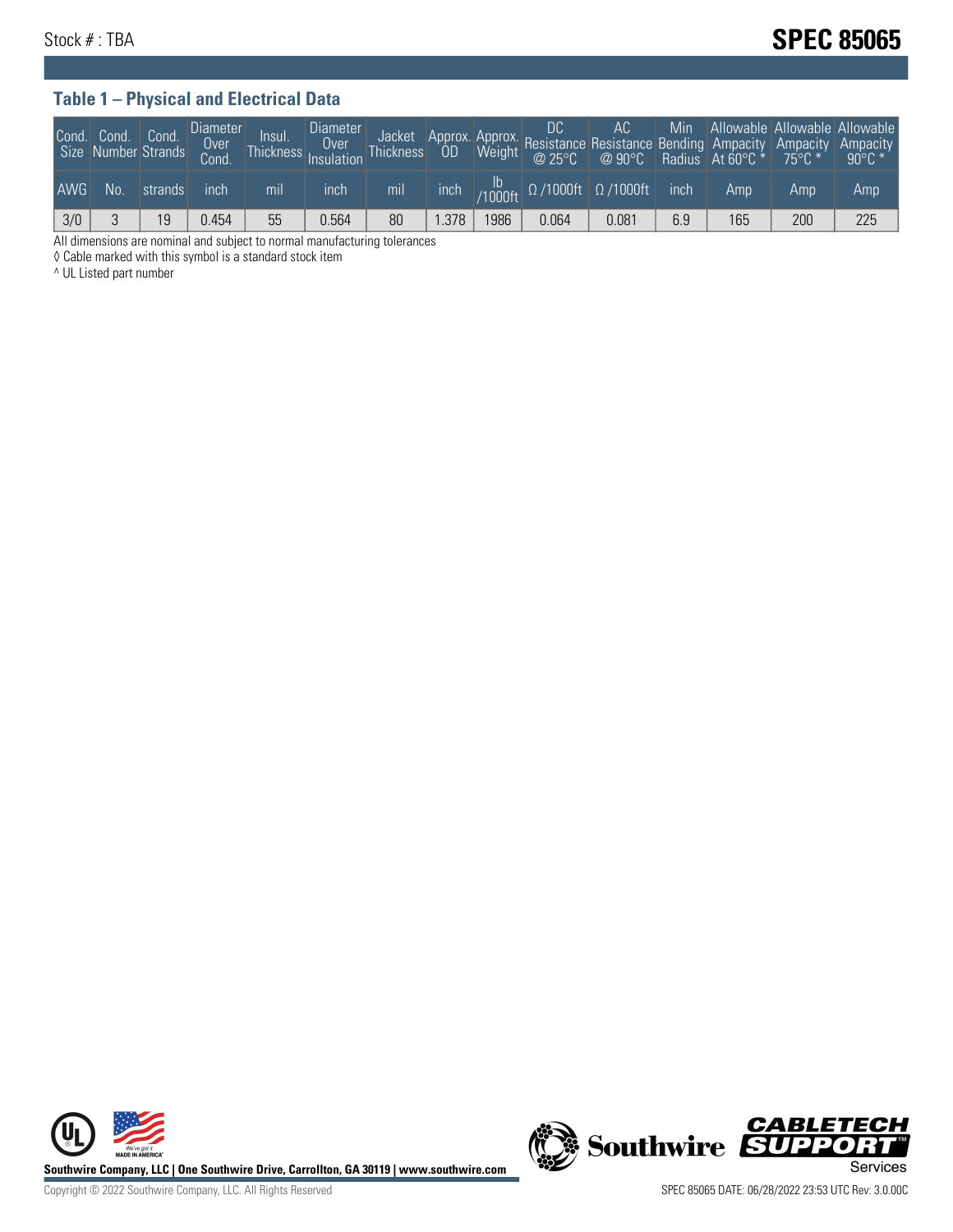Stock # : TBA

# SPEC 85065

## Table 1 – Physical and Electrical Data

| Cond. Size | Cond. Number | Cond. Strands | Diameter Over Cond. | Insul. Thickness | Diameter Over Insulation | Jacket Thickness | Approx. OD | Approx. Weight | DC Resistance @ 25°C | AC Resistance @ 90°C | Min Bending Radius | Allowable Ampacity At 60°C * | Allowable Ampacity 75°C * | Allowable Ampacity 90°C * |
|---|---|---|---|---|---|---|---|---|---|---|---|---|---|---|
| AWG | No. | strands | inch | mil | inch | mil | inch | lb /1000ft | Ω /1000ft | Ω /1000ft | inch | Amp | Amp | Amp |
| 3/0 | 3 | 19 | 0.454 | 55 | 0.564 | 80 | 1.378 | 1986 | 0.064 | 0.081 | 6.9 | 165 | 200 | 225 |

All dimensions are nominal and subject to normal manufacturing tolerances

◊ Cable marked with this symbol is a standard stock item

^ UL Listed part number

Southwire Company, LLC | One Southwire Drive, Carrollton, GA 30119 | www.southwire.com

Copyright © 2022 Southwire Company, LLC. All Rights Reserved

SPEC 85065 DATE: 06/28/2022 23:53 UTC Rev: 3.0.00C